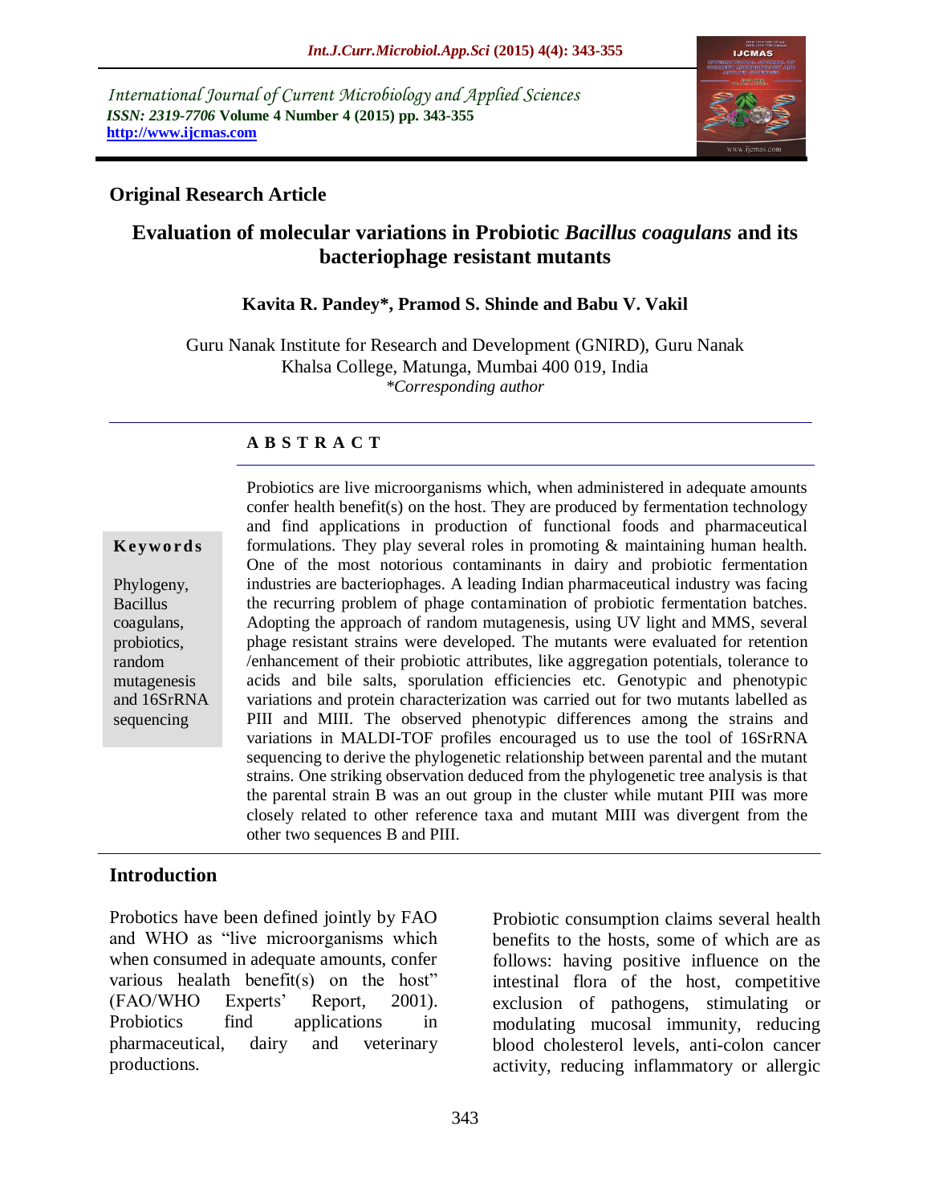International Journal of Current Microbiology and Applied Sciences
*ISSN: 2319-7706* **Volume 4 Number 4 (2015) pp. 343-355**
**http://www.ijcmas.com**

**Original Research Article**

# Evaluation of molecular variations in Probiotic *Bacillus coagulans* and its bacteriophage resistant mutants

**Kavita R. Pandey\*, Pramod S. Shinde and Babu V. Vakil**

Guru Nanak Institute for Research and Development (GNIRD), Guru Nanak Khalsa College, Matunga, Mumbai 400 019, India
*\*Corresponding author*

**A B S T R A C T**

**Keywords**

Phylogeny, Bacillus coagulans, probiotics, random mutagenesis and 16SrRNA sequencing

Probiotics are live microorganisms which, when administered in adequate amounts confer health benefit(s) on the host. They are produced by fermentation technology and find applications in production of functional foods and pharmaceutical formulations. They play several roles in promoting & maintaining human health. One of the most notorious contaminants in dairy and probiotic fermentation industries are bacteriophages. A leading Indian pharmaceutical industry was facing the recurring problem of phage contamination of probiotic fermentation batches. Adopting the approach of random mutagenesis, using UV light and MMS, several phage resistant strains were developed. The mutants were evaluated for retention /enhancement of their probiotic attributes, like aggregation potentials, tolerance to acids and bile salts, sporulation efficiencies etc. Genotypic and phenotypic variations and protein characterization was carried out for two mutants labelled as PIII and MIII. The observed phenotypic differences among the strains and variations in MALDI-TOF profiles encouraged us to use the tool of 16SrRNA sequencing to derive the phylogenetic relationship between parental and the mutant strains. One striking observation deduced from the phylogenetic tree analysis is that the parental strain B was an out group in the cluster while mutant PIII was more closely related to other reference taxa and mutant MIII was divergent from the other two sequences B and PIII.

## Introduction

Probotics have been defined jointly by FAO and WHO as "live microorganisms which when consumed in adequate amounts, confer various healath benefit(s) on the host" (FAO/WHO Experts' Report, 2001). Probiotics find applications in pharmaceutical, dairy and veterinary productions.

Probiotic consumption claims several health benefits to the hosts, some of which are as follows: having positive influence on the intestinal flora of the host, competitive exclusion of pathogens, stimulating or modulating mucosal immunity, reducing blood cholesterol levels, anti-colon cancer activity, reducing inflammatory or allergic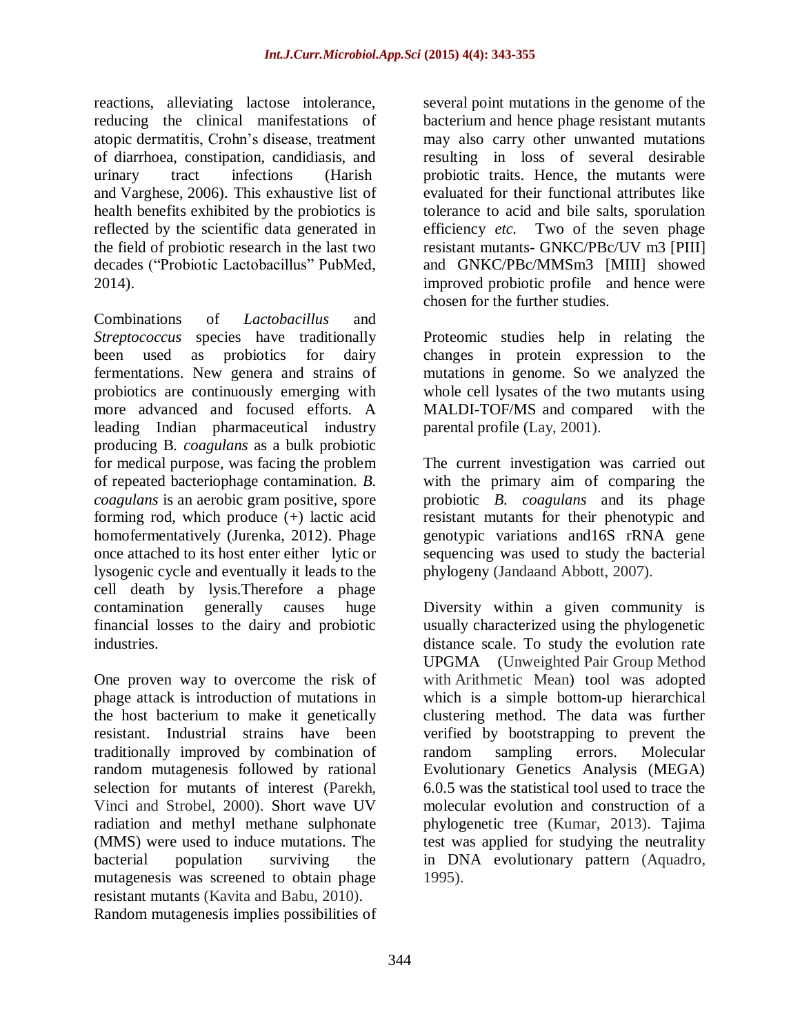reactions, alleviating lactose intolerance, reducing the clinical manifestations of atopic dermatitis, Crohn's disease, treatment of diarrhoea, constipation, candidiasis, and urinary tract infections (Harish and Varghese, 2006). This exhaustive list of health benefits exhibited by the probiotics is reflected by the scientific data generated in the field of probiotic research in the last two decades ("Probiotic Lactobacillus" PubMed, 2014).

Combinations of *Lactobacillus* and *Streptococcus* species have traditionally been used as probiotics for dairy fermentations. New genera and strains of probiotics are continuously emerging with more advanced and focused efforts. A leading Indian pharmaceutical industry producing B. *coagulans* as a bulk probiotic for medical purpose, was facing the problem of repeated bacteriophage contamination. *B. coagulans* is an aerobic gram positive, spore forming rod, which produce (+) lactic acid homofermentatively (Jurenka, 2012). Phage once attached to its host enter either lytic or lysogenic cycle and eventually it leads to the cell death by lysis.Therefore a phage contamination generally causes huge financial losses to the dairy and probiotic industries.

One proven way to overcome the risk of phage attack is introduction of mutations in the host bacterium to make it genetically resistant. Industrial strains have been traditionally improved by combination of random mutagenesis followed by rational selection for mutants of interest (Parekh, Vinci and Strobel, 2000). Short wave UV radiation and methyl methane sulphonate (MMS) were used to induce mutations. The bacterial population surviving the mutagenesis was screened to obtain phage resistant mutants (Kavita and Babu, 2010). Random mutagenesis implies possibilities of several point mutations in the genome of the bacterium and hence phage resistant mutants may also carry other unwanted mutations resulting in loss of several desirable probiotic traits. Hence, the mutants were evaluated for their functional attributes like tolerance to acid and bile salts, sporulation efficiency *etc.* Two of the seven phage resistant mutants- GNKC/PBc/UV m3 [PIII] and GNKC/PBc/MMSm3 [MIII] showed improved probiotic profile and hence were chosen for the further studies.

Proteomic studies help in relating the changes in protein expression to the mutations in genome. So we analyzed the whole cell lysates of the two mutants using MALDI-TOF/MS and compared with the parental profile (Lay, 2001).

The current investigation was carried out with the primary aim of comparing the probiotic *B. coagulans* and its phage resistant mutants for their phenotypic and genotypic variations and16S rRNA gene sequencing was used to study the bacterial phylogeny (Jandaand Abbott, 2007).

Diversity within a given community is usually characterized using the phylogenetic distance scale. To study the evolution rate UPGMA (Unweighted Pair Group Method with Arithmetic Mean) tool was adopted which is a simple bottom-up hierarchical clustering method. The data was further verified by bootstrapping to prevent the random sampling errors. Molecular Evolutionary Genetics Analysis (MEGA) 6.0.5 was the statistical tool used to trace the molecular evolution and construction of a phylogenetic tree (Kumar, 2013). Tajima test was applied for studying the neutrality in DNA evolutionary pattern (Aquadro, 1995).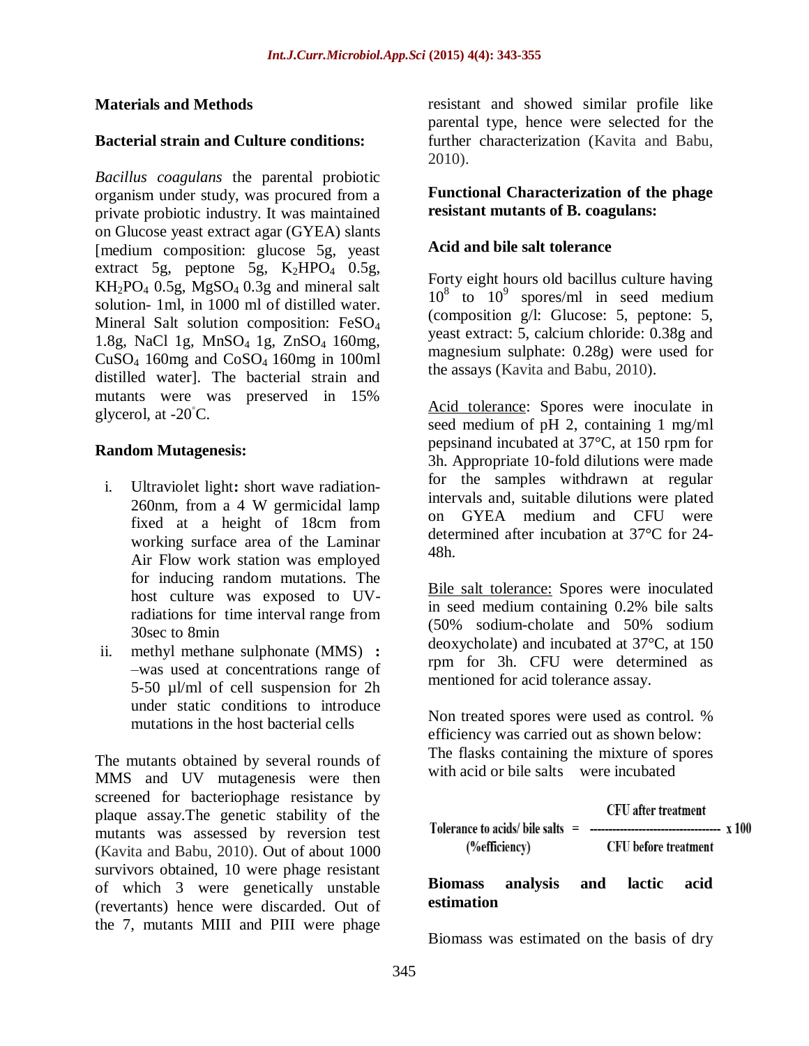## Materials and Methods

### Bacterial strain and Culture conditions:

*Bacillus coagulans* the parental probiotic organism under study, was procured from a private probiotic industry. It was maintained on Glucose yeast extract agar (GYEA) slants [medium composition: glucose 5g, yeast extract 5g, peptone 5g, $K_2HPO_4$ 0.5g, $KH_2PO_4$ 0.5g, $MgSO_4$ 0.3g and mineral salt solution- 1ml, in 1000 ml of distilled water. Mineral Salt solution composition: $FeSO_4$ 1.8g, NaCl 1g, $MnSO_4$ 1g, $ZnSO_4$ 160mg, $CuSO_4$ 160mg and $CoSO_4$ 160mg in 100ml distilled water]. The bacterial strain and mutants were was preserved in 15% glycerol, at -20˚C.

### Random Mutagenesis:

i. Ultraviolet light**:** short wave radiation- 260nm, from a 4 W germicidal lamp fixed at a height of 18cm from working surface area of the Laminar Air Flow work station was employed for inducing random mutations. The host culture was exposed to UV-radiations for time interval range from 30sec to 8min
ii. methyl methane sulphonate (MMS) **:** –was used at concentrations range of 5-50 µl/ml of cell suspension for 2h under static conditions to introduce mutations in the host bacterial cells

The mutants obtained by several rounds of MMS and UV mutagenesis were then screened for bacteriophage resistance by plaque assay.The genetic stability of the mutants was assessed by reversion test (Kavita and Babu, 2010). Out of about 1000 survivors obtained, 10 were phage resistant of which 3 were genetically unstable (revertants) hence were discarded. Out of the 7, mutants MIII and PIII were phage resistant and showed similar profile like parental type, hence were selected for the further characterization (Kavita and Babu, 2010).

### Functional Characterization of the phage resistant mutants of B. coagulans:

### Acid and bile salt tolerance

Forty eight hours old bacillus culture having $10^8$ to $10^9$ spores/ml in seed medium (composition g/l: Glucose: 5, peptone: 5, yeast extract: 5, calcium chloride: 0.38g and magnesium sulphate: 0.28g) were used for the assays (Kavita and Babu, 2010).

Acid tolerance: Spores were inoculate in seed medium of pH 2, containing 1 mg/ml pepsinand incubated at 37°C, at 150 rpm for 3h. Appropriate 10-fold dilutions were made for the samples withdrawn at regular intervals and, suitable dilutions were plated on GYEA medium and CFU were determined after incubation at 37°C for 24-48h.

Bile salt tolerance: Spores were inoculated in seed medium containing 0.2% bile salts (50% sodium-cholate and 50% sodium deoxycholate) and incubated at 37°C, at 150 rpm for 3h. CFU were determined as mentioned for acid tolerance assay.

Non treated spores were used as control. % efficiency was carried out as shown below: The flasks containing the mixture of spores with acid or bile salts were incubated

$$\text{Tolerance to acids/ bile salts (\%efficiency)} = \frac{\text{CFU after treatment}}{\text{CFU before treatment}} \times 100$$

### Biomass analysis and lactic acid estimation

Biomass was estimated on the basis of dry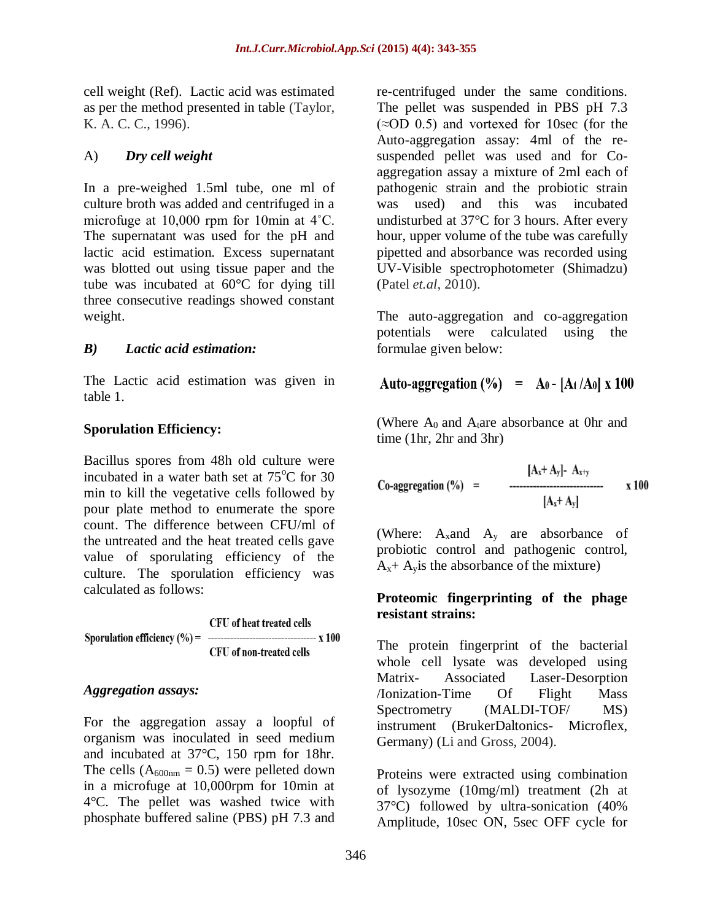cell weight (Ref). Lactic acid was estimated as per the method presented in table (Taylor, K. A. C. C., 1996).

A) ***Dry cell weight***

In a pre-weighed 1.5ml tube, one ml of culture broth was added and centrifuged in a microfuge at 10,000 rpm for 10min at 4˚C. The supernatant was used for the pH and lactic acid estimation. Excess supernatant was blotted out using tissue paper and the tube was incubated at 60°C for dying till three consecutive readings showed constant weight.

***B) Lactic acid estimation:***

The Lactic acid estimation was given in table 1.

**Sporulation Efficiency:**

Bacillus spores from 48h old culture were incubated in a water bath set at 75°C for 30 min to kill the vegetative cells followed by pour plate method to enumerate the spore count. The difference between CFU/ml of the untreated and the heat treated cells gave value of sporulating efficiency of the culture. The sporulation efficiency was calculated as follows:

$$\text{Sporulation efficiency (\%)} = \frac{\text{CFU of heat treated cells}}{\text{CFU of non-treated cells}} \times 100$$

***Aggregation assays:***

For the aggregation assay a loopful of organism was inoculated in seed medium and incubated at 37°C, 150 rpm for 18hr. The cells ($A_{600nm} = 0.5$) were pelleted down in a microfuge at 10,000rpm for 10min at 4°C. The pellet was washed twice with phosphate buffered saline (PBS) pH 7.3 and re-centrifuged under the same conditions. The pellet was suspended in PBS pH 7.3 (≈OD 0.5) and vortexed for 10sec (for the Auto-aggregation assay: 4ml of the re-suspended pellet was used and for Co-aggregation assay a mixture of 2ml each of pathogenic strain and the probiotic strain was used) and this was incubated undisturbed at 37°C for 3 hours. After every hour, upper volume of the tube was carefully pipetted and absorbance was recorded using UV-Visible spectrophotometer (Shimadzu) (Patel *et.al*, 2010).

The auto-aggregation and co-aggregation potentials were calculated using the formulae given below:

$$\text{Auto-aggregation (\%)} = A_0 - [A_t / A_0] \times 100$$

(Where $A_0$ and $A_t$ are absorbance at 0hr and time (1hr, 2hr and 3hr)

$$\text{Co-aggregation (\%)} = \frac{[A_x + A_y] - A_{x+y}}{[A_x + A_y]} \times 100$$

(Where: $A_x$ and $A_y$ are absorbance of probiotic control and pathogenic control, $A_x + A_y$ is the absorbance of the mixture)

**Proteomic fingerprinting of the phage resistant strains:**

The protein fingerprint of the bacterial whole cell lysate was developed using Matrix- Associated Laser-Desorption /Ionization-Time Of Flight Mass Spectrometry (MALDI-TOF/ MS) instrument (BrukerDaltonics- Microflex, Germany) (Li and Gross, 2004).

Proteins were extracted using combination of lysozyme (10mg/ml) treatment (2h at 37°C) followed by ultra-sonication (40% Amplitude, 10sec ON, 5sec OFF cycle for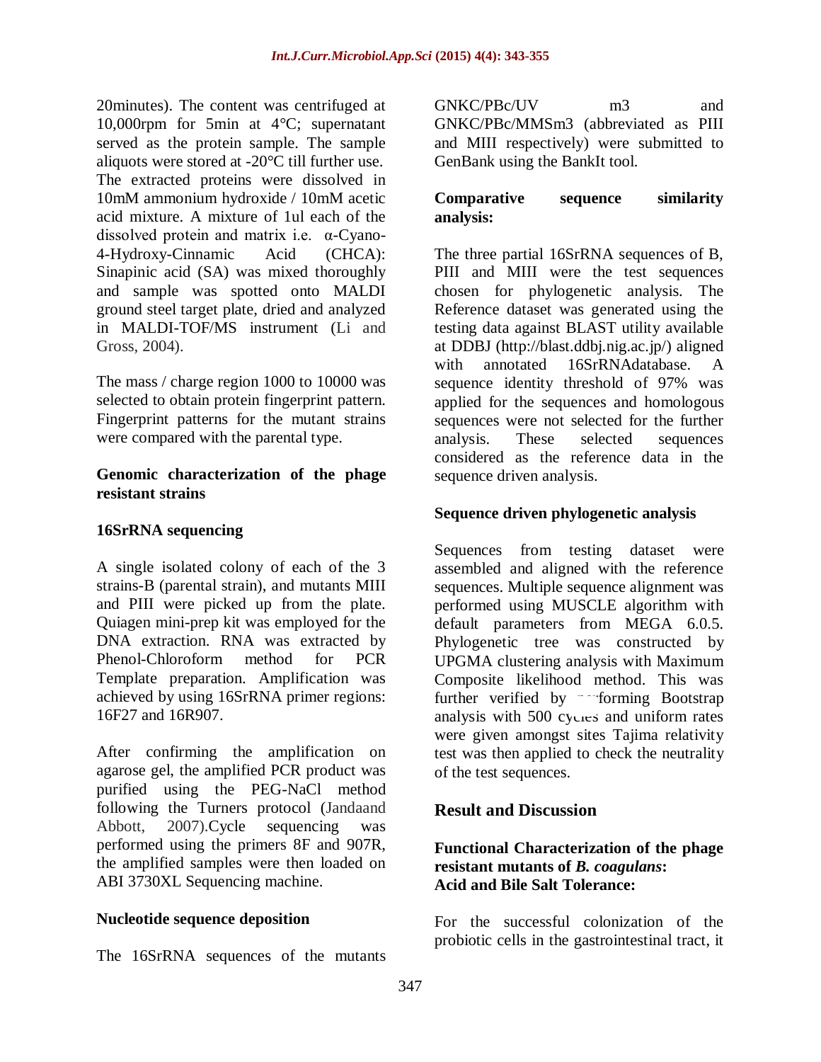20minutes). The content was centrifuged at 10,000rpm for 5min at 4°C; supernatant served as the protein sample. The sample aliquots were stored at -20°C till further use. The extracted proteins were dissolved in 10mM ammonium hydroxide / 10mM acetic acid mixture. A mixture of 1ul each of the dissolved protein and matrix i.e. α-Cyano-4-Hydroxy-Cinnamic Acid (CHCA): Sinapinic acid (SA) was mixed thoroughly and sample was spotted onto MALDI ground steel target plate, dried and analyzed in MALDI-TOF/MS instrument (Li and Gross, 2004).

The mass / charge region 1000 to 10000 was selected to obtain protein fingerprint pattern. Fingerprint patterns for the mutant strains were compared with the parental type.

### Genomic characterization of the phage resistant strains

### 16SrRNA sequencing

A single isolated colony of each of the 3 strains-B (parental strain), and mutants MIII and PIII were picked up from the plate. Quiagen mini-prep kit was employed for the DNA extraction. RNA was extracted by Phenol-Chloroform method for PCR Template preparation. Amplification was achieved by using 16SrRNA primer regions: 16F27 and 16R907.

After confirming the amplification on agarose gel, the amplified PCR product was purified using the PEG-NaCl method following the Turners protocol (Jandaand Abbott, 2007).Cycle sequencing was performed using the primers 8F and 907R, the amplified samples were then loaded on ABI 3730XL Sequencing machine.

### Nucleotide sequence deposition

The 16SrRNA sequences of the mutants GNKC/PBc/UV m3 and GNKC/PBc/MMSm3 (abbreviated as PIII and MIII respectively) were submitted to GenBank using the BankIt tool.

### Comparative sequence similarity analysis:

The three partial 16SrRNA sequences of B, PIII and MIII were the test sequences chosen for phylogenetic analysis. The Reference dataset was generated using the testing data against BLAST utility available at DDBJ (http://blast.ddbj.nig.ac.jp/) aligned with annotated 16SrRNAdatabase. A sequence identity threshold of 97% was applied for the sequences and homologous sequences were not selected for the further analysis. These selected sequences considered as the reference data in the sequence driven analysis.

### Sequence driven phylogenetic analysis

Sequences from testing dataset were assembled and aligned with the reference sequences. Multiple sequence alignment was performed using MUSCLE algorithm with default parameters from MEGA 6.0.5. Phylogenetic tree was constructed by UPGMA clustering analysis with Maximum Composite likelihood method. This was further verified by performing Bootstrap analysis with 500 cycles and uniform rates were given amongst sites Tajima relativity test was then applied to check the neutrality of the test sequences.

## Result and Discussion

### Functional Characterization of the phage resistant mutants of *B. coagulans*: Acid and Bile Salt Tolerance:

For the successful colonization of the probiotic cells in the gastrointestinal tract, it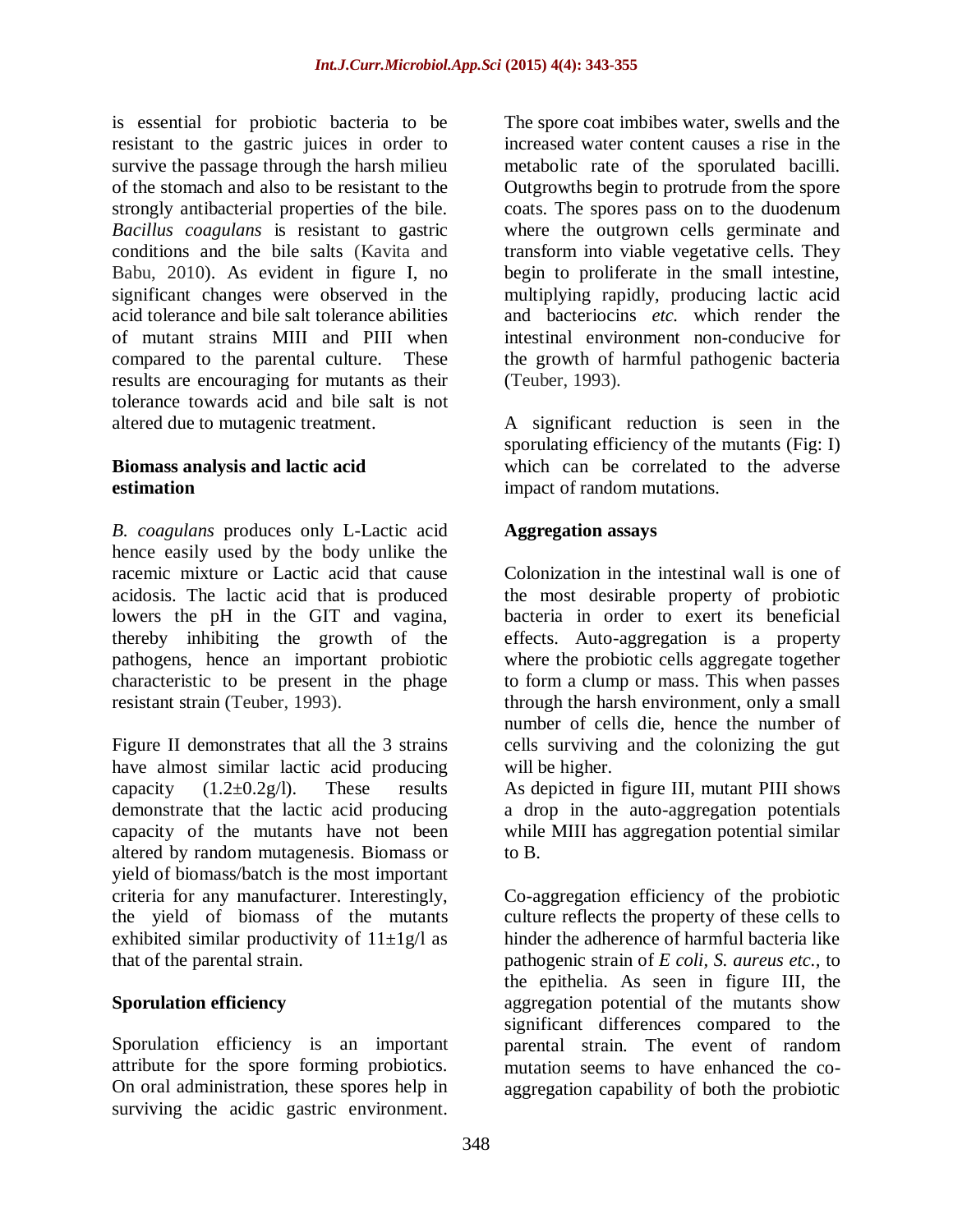is essential for probiotic bacteria to be resistant to the gastric juices in order to survive the passage through the harsh milieu of the stomach and also to be resistant to the strongly antibacterial properties of the bile. *Bacillus coagulans* is resistant to gastric conditions and the bile salts (Kavita and Babu, 2010). As evident in figure I, no significant changes were observed in the acid tolerance and bile salt tolerance abilities of mutant strains MIII and PIII when compared to the parental culture. These results are encouraging for mutants as their tolerance towards acid and bile salt is not altered due to mutagenic treatment.

**Biomass analysis and lactic acid estimation**

*B. coagulans* produces only L-Lactic acid hence easily used by the body unlike the racemic mixture or Lactic acid that cause acidosis. The lactic acid that is produced lowers the pH in the GIT and vagina, thereby inhibiting the growth of the pathogens, hence an important probiotic characteristic to be present in the phage resistant strain (Teuber, 1993).

Figure II demonstrates that all the 3 strains have almost similar lactic acid producing capacity ($1.2 \pm 0.2$g/l). These results demonstrate that the lactic acid producing capacity of the mutants have not been altered by random mutagenesis. Biomass or yield of biomass/batch is the most important criteria for any manufacturer. Interestingly, the yield of biomass of the mutants exhibited similar productivity of $11 \pm 1$g/l as that of the parental strain.

**Sporulation efficiency**

Sporulation efficiency is an important attribute for the spore forming probiotics. On oral administration, these spores help in surviving the acidic gastric environment. The spore coat imbibes water, swells and the increased water content causes a rise in the metabolic rate of the sporulated bacilli. Outgrowths begin to protrude from the spore coats. The spores pass on to the duodenum where the outgrown cells germinate and transform into viable vegetative cells. They begin to proliferate in the small intestine, multiplying rapidly, producing lactic acid and bacteriocins *etc.* which render the intestinal environment non-conducive for the growth of harmful pathogenic bacteria (Teuber, 1993).

A significant reduction is seen in the sporulating efficiency of the mutants (Fig: I) which can be correlated to the adverse impact of random mutations.

**Aggregation assays**

Colonization in the intestinal wall is one of the most desirable property of probiotic bacteria in order to exert its beneficial effects. Auto-aggregation is a property where the probiotic cells aggregate together to form a clump or mass. This when passes through the harsh environment, only a small number of cells die, hence the number of cells surviving and the colonizing the gut will be higher.

As depicted in figure III, mutant PIII shows a drop in the auto-aggregation potentials while MIII has aggregation potential similar to B.

Co-aggregation efficiency of the probiotic culture reflects the property of these cells to hinder the adherence of harmful bacteria like pathogenic strain of *E coli, S. aureus etc.,* to the epithelia. As seen in figure III, the aggregation potential of the mutants show significant differences compared to the parental strain. The event of random mutation seems to have enhanced the co-aggregation capability of both the probiotic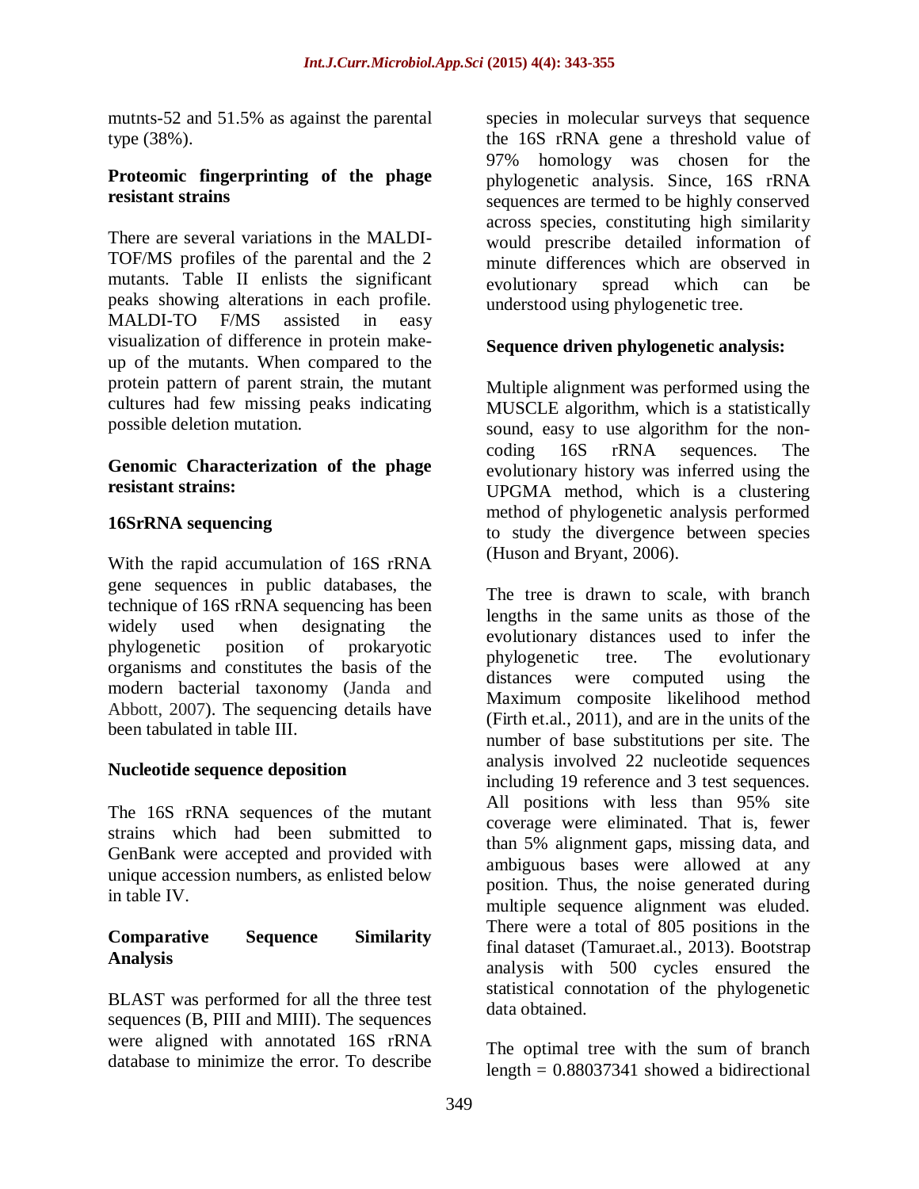mutnts-52 and 51.5% as against the parental type (38%).

**Proteomic fingerprinting of the phage resistant strains**

There are several variations in the MALDI-TOF/MS profiles of the parental and the 2 mutants. Table II enlists the significant peaks showing alterations in each profile. MALDI-TO F/MS assisted in easy visualization of difference in protein make-up of the mutants. When compared to the protein pattern of parent strain, the mutant cultures had few missing peaks indicating possible deletion mutation.

**Genomic Characterization of the phage resistant strains:**

**16SrRNA sequencing**

With the rapid accumulation of 16S rRNA gene sequences in public databases, the technique of 16S rRNA sequencing has been widely used when designating the phylogenetic position of prokaryotic organisms and constitutes the basis of the modern bacterial taxonomy (Janda and Abbott, 2007). The sequencing details have been tabulated in table III.

**Nucleotide sequence deposition**

The 16S rRNA sequences of the mutant strains which had been submitted to GenBank were accepted and provided with unique accession numbers, as enlisted below in table IV.

**Comparative Sequence Similarity Analysis**

BLAST was performed for all the three test sequences (B, PIII and MIII). The sequences were aligned with annotated 16S rRNA database to minimize the error. To describe species in molecular surveys that sequence the 16S rRNA gene a threshold value of 97% homology was chosen for the phylogenetic analysis. Since, 16S rRNA sequences are termed to be highly conserved across species, constituting high similarity would prescribe detailed information of minute differences which are observed in evolutionary spread which can be understood using phylogenetic tree.

**Sequence driven phylogenetic analysis:**

Multiple alignment was performed using the MUSCLE algorithm, which is a statistically sound, easy to use algorithm for the non-coding 16S rRNA sequences. The evolutionary history was inferred using the UPGMA method, which is a clustering method of phylogenetic analysis performed to study the divergence between species (Huson and Bryant, 2006).

The tree is drawn to scale, with branch lengths in the same units as those of the evolutionary distances used to infer the phylogenetic tree. The evolutionary distances were computed using the Maximum composite likelihood method (Firth et.al., 2011), and are in the units of the number of base substitutions per site. The analysis involved 22 nucleotide sequences including 19 reference and 3 test sequences. All positions with less than 95% site coverage were eliminated. That is, fewer than 5% alignment gaps, missing data, and ambiguous bases were allowed at any position. Thus, the noise generated during multiple sequence alignment was eluded. There were a total of 805 positions in the final dataset (Tamuraet.al., 2013). Bootstrap analysis with 500 cycles ensured the statistical connotation of the phylogenetic data obtained.

The optimal tree with the sum of branch length = 0.88037341 showed a bidirectional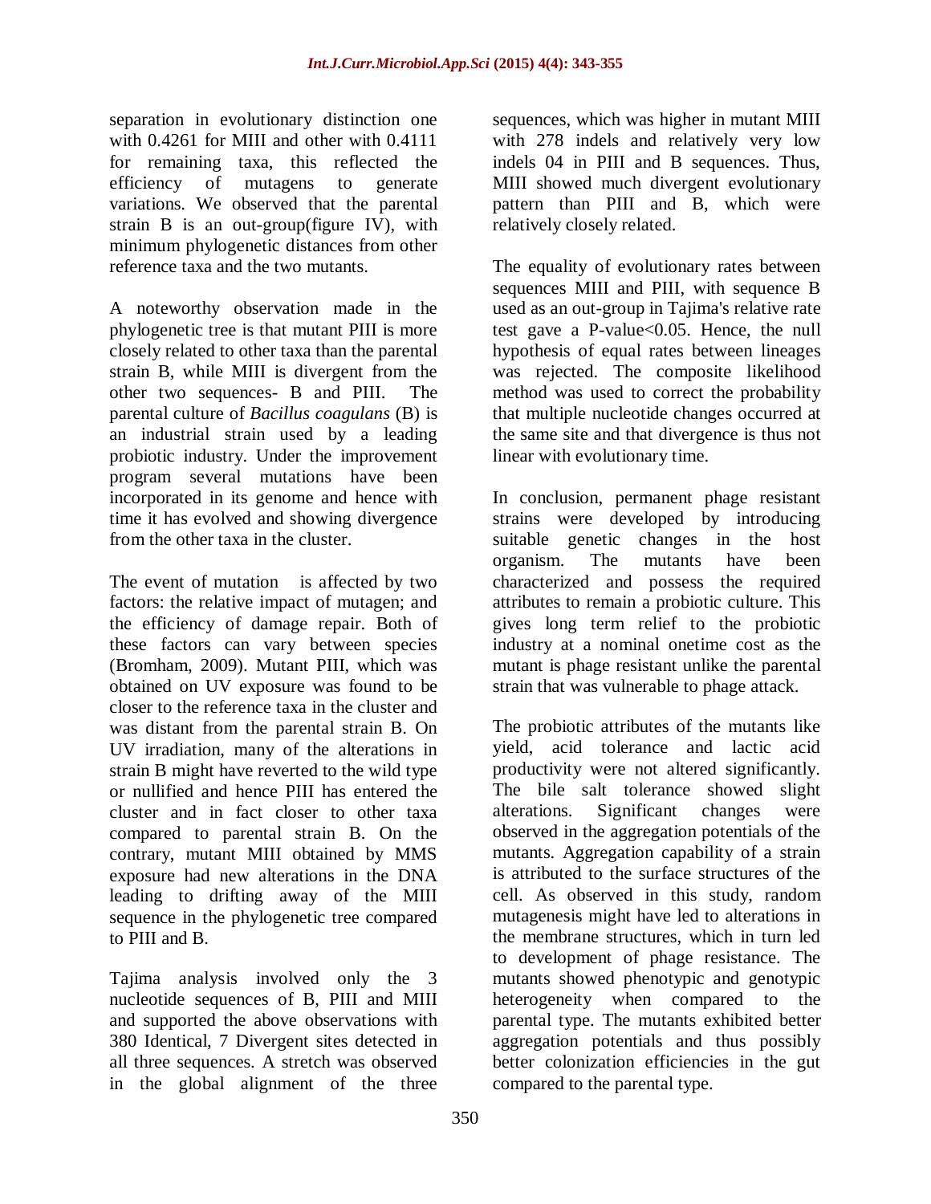separation in evolutionary distinction one with 0.4261 for MIII and other with 0.4111 for remaining taxa, this reflected the efficiency of mutagens to generate variations. We observed that the parental strain B is an out-group(figure IV), with minimum phylogenetic distances from other reference taxa and the two mutants.

A noteworthy observation made in the phylogenetic tree is that mutant PIII is more closely related to other taxa than the parental strain B, while MIII is divergent from the other two sequences- B and PIII. The parental culture of *Bacillus coagulans* (B) is an industrial strain used by a leading probiotic industry. Under the improvement program several mutations have been incorporated in its genome and hence with time it has evolved and showing divergence from the other taxa in the cluster.

The event of mutation is affected by two factors: the relative impact of mutagen; and the efficiency of damage repair. Both of these factors can vary between species (Bromham, 2009). Mutant PIII, which was obtained on UV exposure was found to be closer to the reference taxa in the cluster and was distant from the parental strain B. On UV irradiation, many of the alterations in strain B might have reverted to the wild type or nullified and hence PIII has entered the cluster and in fact closer to other taxa compared to parental strain B. On the contrary, mutant MIII obtained by MMS exposure had new alterations in the DNA leading to drifting away of the MIII sequence in the phylogenetic tree compared to PIII and B.

Tajima analysis involved only the 3 nucleotide sequences of B, PIII and MIII and supported the above observations with 380 Identical, 7 Divergent sites detected in all three sequences. A stretch was observed in the global alignment of the three sequences, which was higher in mutant MIII with 278 indels and relatively very low indels 04 in PIII and B sequences. Thus, MIII showed much divergent evolutionary pattern than PIII and B, which were relatively closely related.

The equality of evolutionary rates between sequences MIII and PIII, with sequence B used as an out-group in Tajima's relative rate test gave a P-value$<0.05$. Hence, the null hypothesis of equal rates between lineages was rejected. The composite likelihood method was used to correct the probability that multiple nucleotide changes occurred at the same site and that divergence is thus not linear with evolutionary time.

In conclusion, permanent phage resistant strains were developed by introducing suitable genetic changes in the host organism. The mutants have been characterized and possess the required attributes to remain a probiotic culture. This gives long term relief to the probiotic industry at a nominal onetime cost as the mutant is phage resistant unlike the parental strain that was vulnerable to phage attack.

The probiotic attributes of the mutants like yield, acid tolerance and lactic acid productivity were not altered significantly. The bile salt tolerance showed slight alterations. Significant changes were observed in the aggregation potentials of the mutants. Aggregation capability of a strain is attributed to the surface structures of the cell. As observed in this study, random mutagenesis might have led to alterations in the membrane structures, which in turn led to development of phage resistance. The mutants showed phenotypic and genotypic heterogeneity when compared to the parental type. The mutants exhibited better aggregation potentials and thus possibly better colonization efficiencies in the gut compared to the parental type.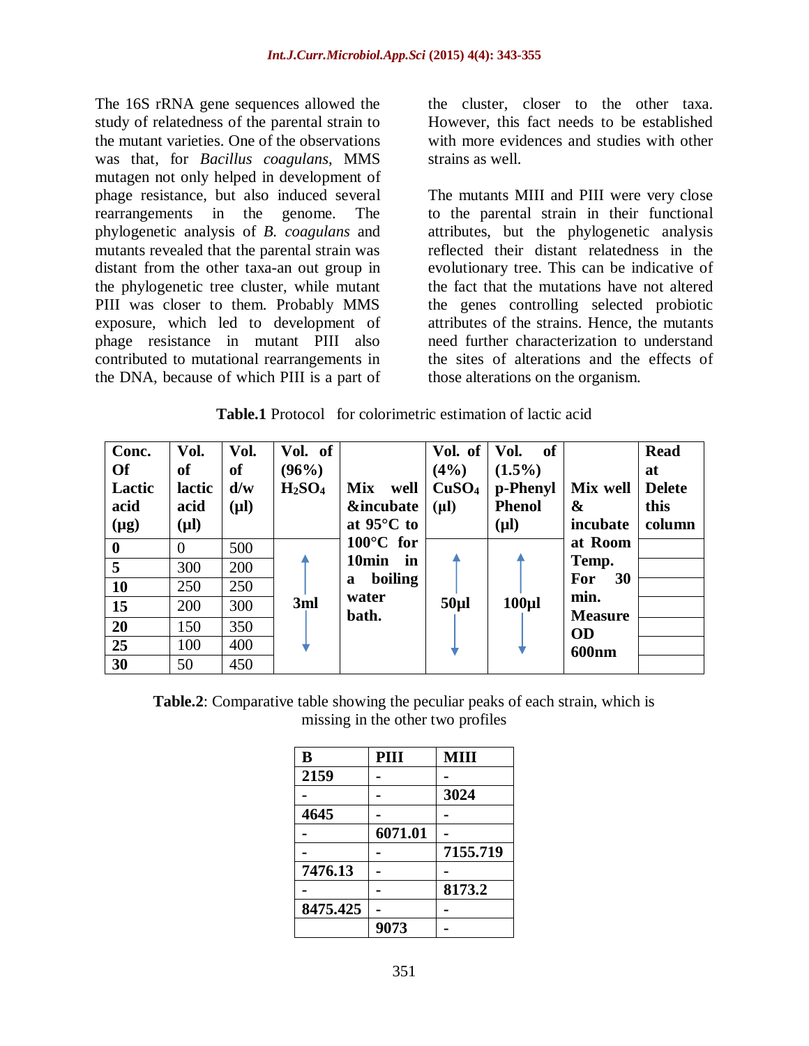The 16S rRNA gene sequences allowed the study of relatedness of the parental strain to the mutant varieties. One of the observations was that, for *Bacillus coagulans*, MMS mutagen not only helped in development of phage resistance, but also induced several rearrangements in the genome. The phylogenetic analysis of *B. coagulans* and mutants revealed that the parental strain was distant from the other taxa-an out group in the phylogenetic tree cluster, while mutant PIII was closer to them. Probably MMS exposure, which led to development of phage resistance in mutant PIII also contributed to mutational rearrangements in the DNA, because of which PIII is a part of the cluster, closer to the other taxa. However, this fact needs to be established with more evidences and studies with other strains as well.

The mutants MIII and PIII were very close to the parental strain in their functional attributes, but the phylogenetic analysis reflected their distant relatedness in the evolutionary tree. This can be indicative of the fact that the mutations have not altered the genes controlling selected probiotic attributes of the strains. Hence, the mutants need further characterization to understand the sites of alterations and the effects of those alterations on the organism.

**Table.1** Protocol for colorimetric estimation of lactic acid

| Conc. Of Lactic acid (μg) | Vol. of lactic acid (μl) | Vol. of d/w (μl) | Vol. of (96%) $H_2SO_4$ | Mix well &incubate at 95°C to 100°C for 10min in a boiling water bath. | Vol. of (4%) $CuSO_4$ (μl) | Vol. of (1.5%) p-Phenyl Phenol (μl) | Mix well & incubate at Room Temp. For 30 min. Measure OD 600nm | Read at Delete this column |
|---|---|---|---|---|---|---|---|---|
| 0 | 0 | 500 | 3ml | | 50μl | 100μl | | |
| 5 | 300 | 200 | | | | | | |
| 10 | 250 | 250 | | | | | | |
| 15 | 200 | 300 | | | | | | |
| 20 | 150 | 350 | | | | | | |
| 25 | 100 | 400 | | | | | | |
| 30 | 50 | 450 | | | | | | |

**Table.2**: Comparative table showing the peculiar peaks of each strain, which is missing in the other two profiles

| B | PIII | MIII |
|---|---|---|
| 2159 | - | - |
| - | - | 3024 |
| 4645 | - | - |
| - | 6071.01 | - |
| - | - | 7155.719 |
| 7476.13 | - | - |
| - | - | 8173.2 |
| 8475.425 | - | - |
| | 9073 | - |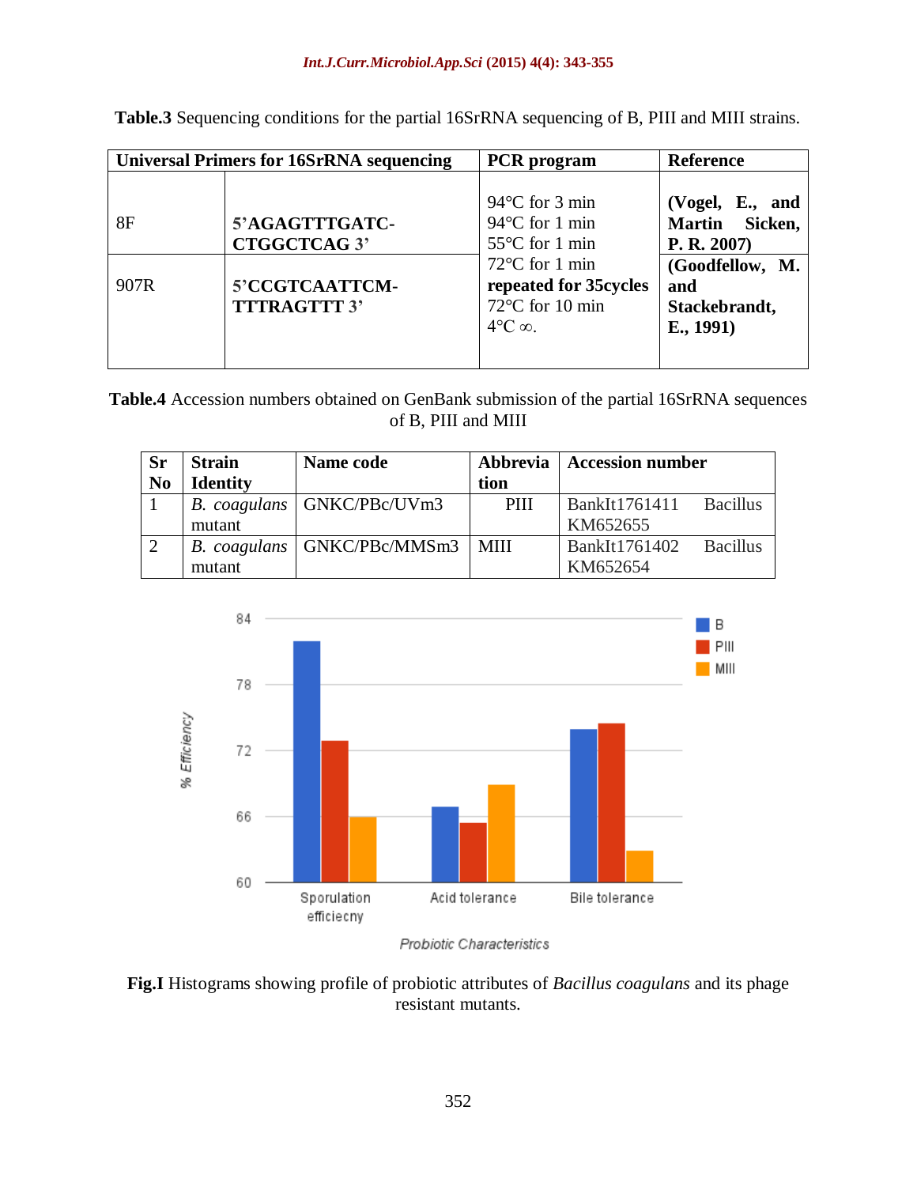**Table.3** Sequencing conditions for the partial 16SrRNA sequencing of B, PIII and MIII strains.

| Universal Primers for 16SrRNA sequencing | | PCR program | Reference |
|---|---|---|---|
| 8F | **5'AGAGTTTGATC-CTGGCTCAG 3'** | 94°C for 3 min<br>94°C for 1 min<br>55°C for 1 min<br>72°C for 1 min<br>**repeated for 35cycles**<br>72°C for 10 min<br>4°C ∞. | **(Vogel, E., and Martin Sicken, P. R. 2007)** |
| 907R | **5'CCGTCAATTCM-TTTRAGTTT 3'** | | **(Goodfellow, M. and Stackebrandt, E., 1991)** |

**Table.4** Accession numbers obtained on GenBank submission of the partial 16SrRNA sequences of B, PIII and MIII

| Sr No | Strain Identity | Name code | Abbreviation | Accession number |
|---|---|---|---|---|
| 1 | *B. coagulans* mutant | GNKC/PBc/UVm3 | PIII | BankIt1761411 Bacillus KM652655 |
| 2 | *B. coagulans* mutant | GNKC/PBc/MMSm3 | MIII | BankIt1761402 Bacillus KM652654 |

**Fig.I** Histograms showing profile of probiotic attributes of *Bacillus coagulans* and its phage resistant mutants.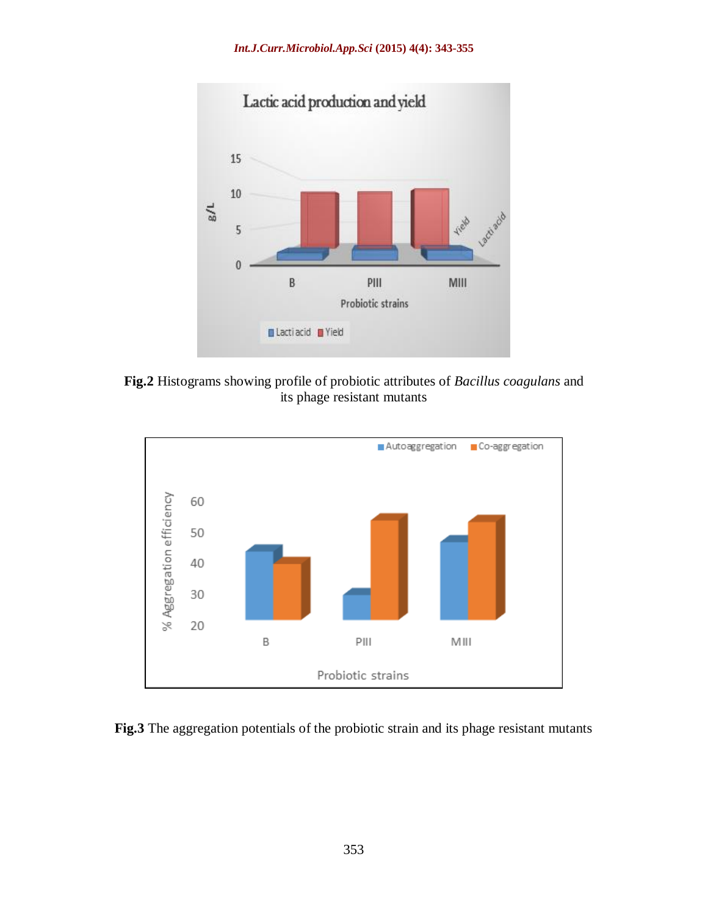**Fig.2** Histograms showing profile of probiotic attributes of *Bacillus coagulans* and its phage resistant mutants

**Fig.3** The aggregation potentials of the probiotic strain and its phage resistant mutants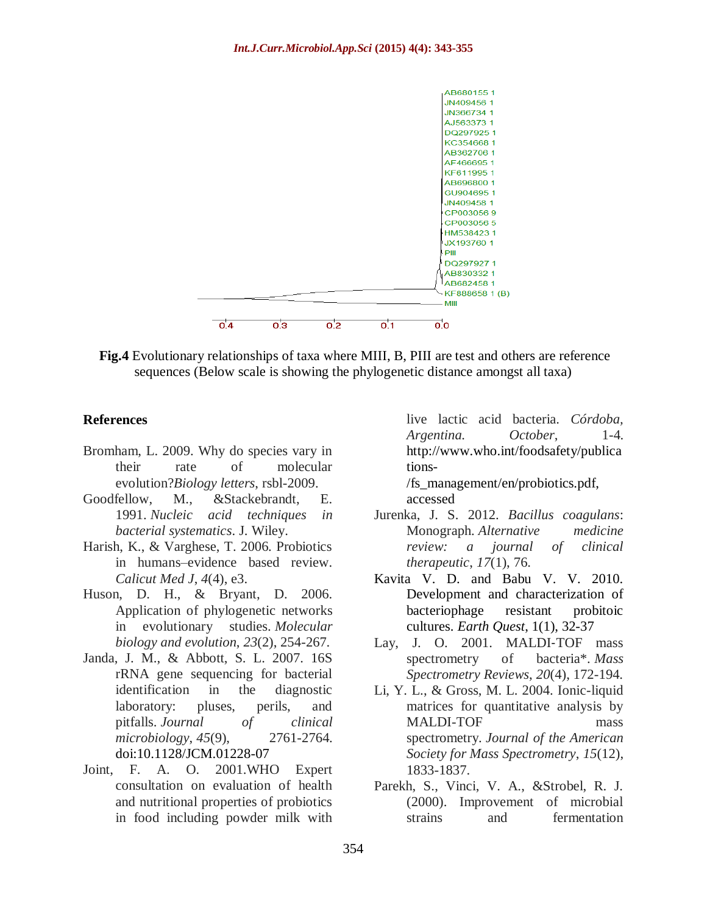**Fig.4** Evolutionary relationships of taxa where MIII, B, PIII are test and others are reference sequences (Below scale is showing the phylogenetic distance amongst all taxa)

## References

Bromham, L. 2009. Why do species vary in their rate of molecular evolution?*Biology letters*, rsbl-2009.

Goodfellow, M., &Stackebrandt, E. 1991. *Nucleic acid techniques in bacterial systematics*. J. Wiley.

Harish, K., & Varghese, T. 2006. Probiotics in humans–evidence based review. *Calicut Med J*, *4*(4), e3.

Huson, D. H., & Bryant, D. 2006. Application of phylogenetic networks in evolutionary studies. *Molecular biology and evolution*, *23*(2), 254-267.

Janda, J. M., & Abbott, S. L. 2007. 16S rRNA gene sequencing for bacterial identification in the diagnostic laboratory: pluses, perils, and pitfalls. *Journal of clinical microbiology*, *45*(9), 2761-2764. doi:10.1128/JCM.01228-07

Joint, F. A. O. 2001.WHO Expert consultation on evaluation of health and nutritional properties of probiotics in food including powder milk with live lactic acid bacteria. *Córdoba, Argentina. October*, 1-4. http://www.who.int/foodsafety/publications-/fs_management/en/probiotics.pdf, accessed

Jurenka, J. S. 2012. *Bacillus coagulans*: Monograph. *Alternative medicine review: a journal of clinical therapeutic*, *17*(1), 76.

Kavita V. D. and Babu V. V. 2010. Development and characterization of bacteriophage resistant probitoic cultures. *Earth Quest*, 1(1), 32-37

Lay, J. O. 2001. MALDI-TOF mass spectrometry of bacteria*. *Mass Spectrometry Reviews*, *20*(4), 172-194.

Li, Y. L., & Gross, M. L. 2004. Ionic-liquid matrices for quantitative analysis by MALDI-TOF mass spectrometry. *Journal of the American Society for Mass Spectrometry*, *15*(12), 1833-1837.

Parekh, S., Vinci, V. A., &Strobel, R. J. (2000). Improvement of microbial strains and fermentation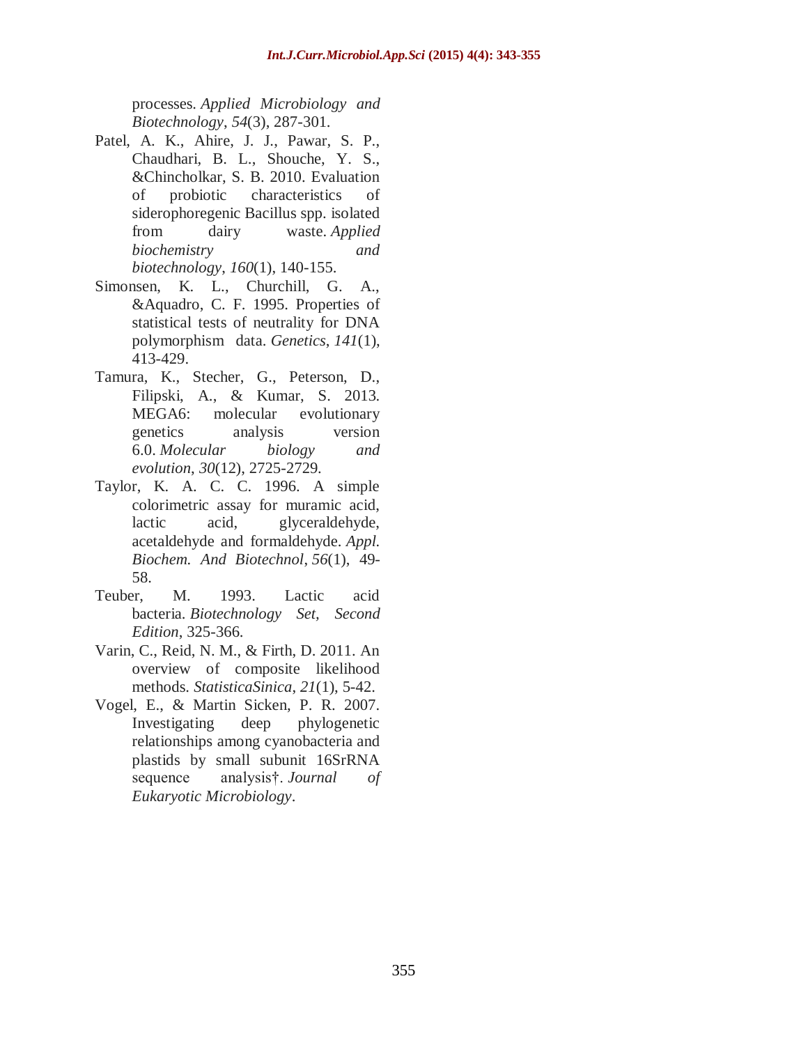processes. *Applied Microbiology and Biotechnology*, *54*(3), 287-301.

Patel, A. K., Ahire, J. J., Pawar, S. P., Chaudhari, B. L., Shouche, Y. S., &Chincholkar, S. B. 2010. Evaluation of probiotic characteristics of siderophoregenic Bacillus spp. isolated from dairy waste. *Applied biochemistry and biotechnology*, *160*(1), 140-155.

Simonsen, K. L., Churchill, G. A., &Aquadro, C. F. 1995. Properties of statistical tests of neutrality for DNA polymorphism data. *Genetics*, *141*(1), 413-429.

Tamura, K., Stecher, G., Peterson, D., Filipski, A., & Kumar, S. 2013. MEGA6: molecular evolutionary genetics analysis version 6.0. *Molecular biology and evolution*, *30*(12), 2725-2729.

Taylor, K. A. C. C. 1996. A simple colorimetric assay for muramic acid, lactic acid, glyceraldehyde, acetaldehyde and formaldehyde. *Appl. Biochem. And Biotechnol*, *56*(1), 49-58.

Teuber, M. 1993. Lactic acid bacteria. *Biotechnology Set, Second Edition*, 325-366.

Varin, C., Reid, N. M., & Firth, D. 2011. An overview of composite likelihood methods. *StatisticaSinica*, *21*(1), 5-42.

Vogel, E., & Martin Sicken, P. R. 2007. Investigating deep phylogenetic relationships among cyanobacteria and plastids by small subunit 16SrRNA sequence analysis†. *Journal of Eukaryotic Microbiology*.